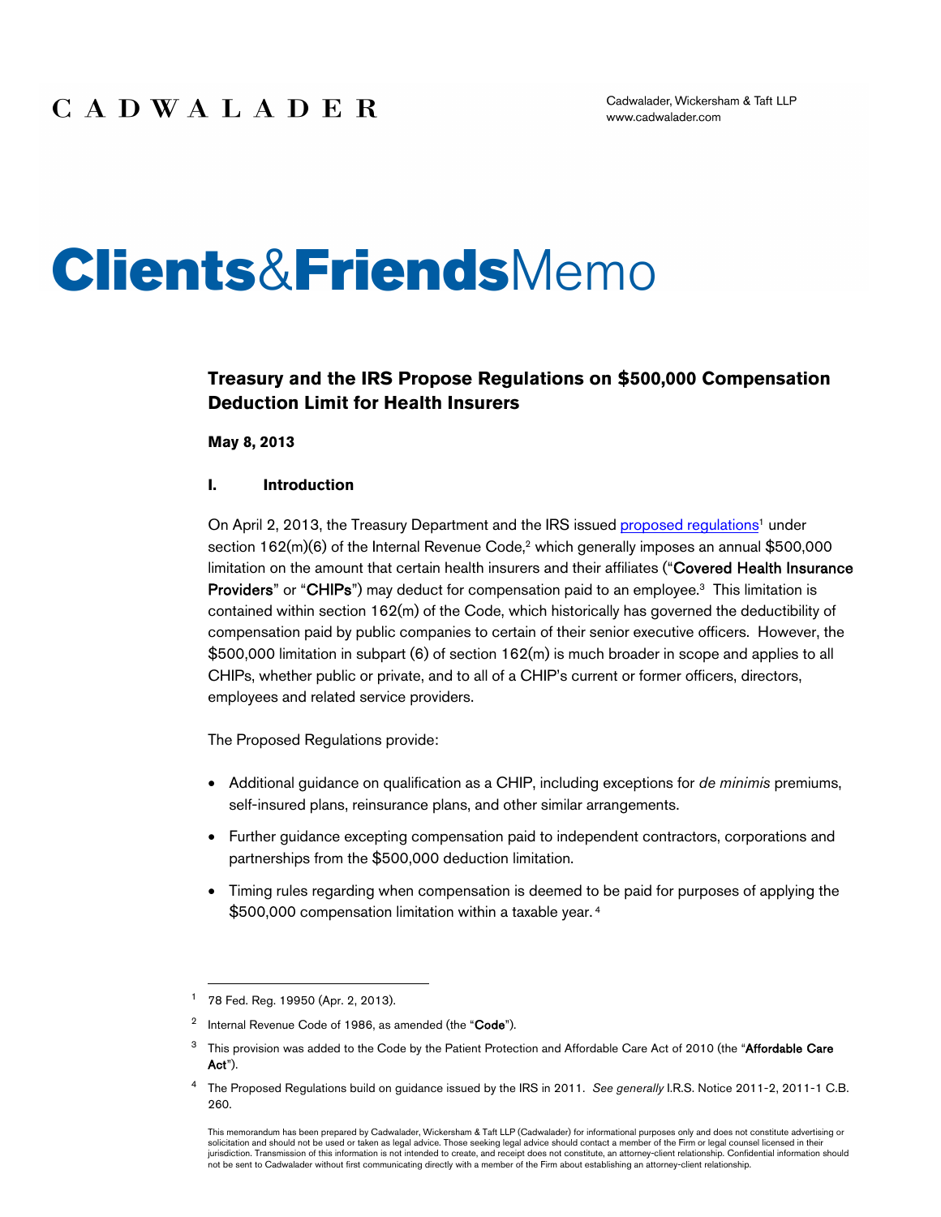CADWALADER

Cadwalader, Wickersham & Taft LLP
www.cadwalader.com

# Clients&FriendsMemo

## Treasury and the IRS Propose Regulations on $500,000 Compensation Deduction Limit for Health Insurers

**May 8, 2013**

### I. Introduction

On April 2, 2013, the Treasury Department and the IRS issued proposed regulations[1] under section 162(m)(6) of the Internal Revenue Code,[2] which generally imposes an annual $500,000 limitation on the amount that certain health insurers and their affiliates ("**Covered Health Insurance Providers**" or "**CHIPs**") may deduct for compensation paid to an employee.[3] This limitation is contained within section 162(m) of the Code, which historically has governed the deductibility of compensation paid by public companies to certain of their senior executive officers. However, the $500,000 limitation in subpart (6) of section 162(m) is much broader in scope and applies to all CHIPs, whether public or private, and to all of a CHIP's current or former officers, directors, employees and related service providers.

The Proposed Regulations provide:

- Additional guidance on qualification as a CHIP, including exceptions for *de minimis* premiums, self-insured plans, reinsurance plans, and other similar arrangements.
- Further guidance excepting compensation paid to independent contractors, corporations and partnerships from the $500,000 deduction limitation.
- Timing rules regarding when compensation is deemed to be paid for purposes of applying the $500,000 compensation limitation within a taxable year.[4]

---

[1] 78 Fed. Reg. 19950 (Apr. 2, 2013).

[2] Internal Revenue Code of 1986, as amended (the "**Code**").

[3] This provision was added to the Code by the Patient Protection and Affordable Care Act of 2010 (the "**Affordable Care Act**").

[4] The Proposed Regulations build on guidance issued by the IRS in 2011. *See generally* I.R.S. Notice 2011-2, 2011-1 C.B. 260.

This memorandum has been prepared by Cadwalader, Wickersham & Taft LLP (Cadwalader) for informational purposes only and does not constitute advertising or solicitation and should not be used or taken as legal advice. Those seeking legal advice should contact a member of the Firm or legal counsel licensed in their jurisdiction. Transmission of this information is not intended to create, and receipt does not constitute, an attorney-client relationship. Confidential information should not be sent to Cadwalader without first communicating directly with a member of the Firm about establishing an attorney-client relationship.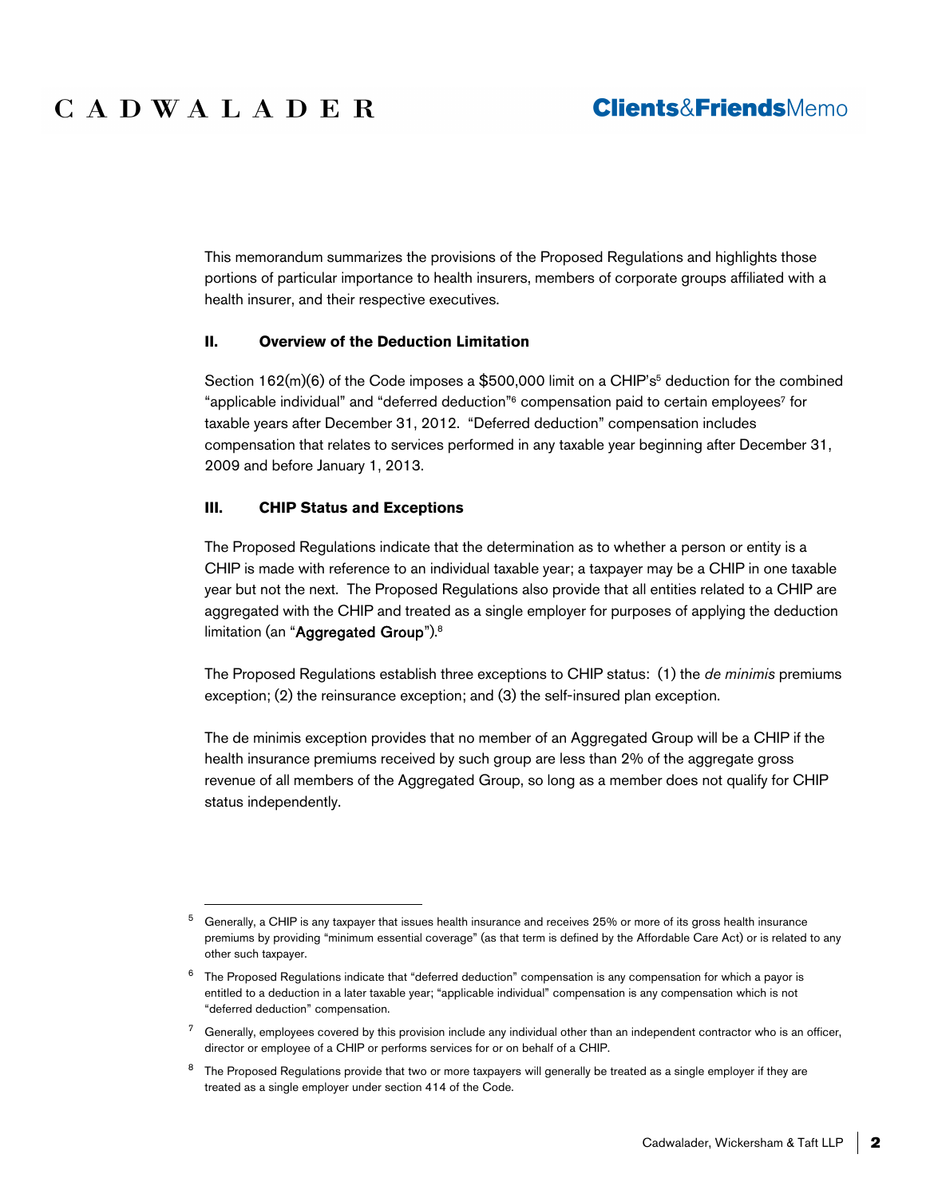This memorandum summarizes the provisions of the Proposed Regulations and highlights those portions of particular importance to health insurers, members of corporate groups affiliated with a health insurer, and their respective executives.

## II. Overview of the Deduction Limitation

Section 162(m)(6) of the Code imposes a $500,000 limit on a CHIP's[5] deduction for the combined "applicable individual" and "deferred deduction"[6] compensation paid to certain employees[7] for taxable years after December 31, 2012. "Deferred deduction" compensation includes compensation that relates to services performed in any taxable year beginning after December 31, 2009 and before January 1, 2013.

## III. CHIP Status and Exceptions

The Proposed Regulations indicate that the determination as to whether a person or entity is a CHIP is made with reference to an individual taxable year; a taxpayer may be a CHIP in one taxable year but not the next. The Proposed Regulations also provide that all entities related to a CHIP are aggregated with the CHIP and treated as a single employer for purposes of applying the deduction limitation (an "**Aggregated Group**").[8]

The Proposed Regulations establish three exceptions to CHIP status: (1) the *de minimis* premiums exception; (2) the reinsurance exception; and (3) the self-insured plan exception.

The de minimis exception provides that no member of an Aggregated Group will be a CHIP if the health insurance premiums received by such group are less than 2% of the aggregate gross revenue of all members of the Aggregated Group, so long as a member does not qualify for CHIP status independently.

---

[5] Generally, a CHIP is any taxpayer that issues health insurance and receives 25% or more of its gross health insurance premiums by providing "minimum essential coverage" (as that term is defined by the Affordable Care Act) or is related to any other such taxpayer.

[6] The Proposed Regulations indicate that "deferred deduction" compensation is any compensation for which a payor is entitled to a deduction in a later taxable year; "applicable individual" compensation is any compensation which is not "deferred deduction" compensation.

[7] Generally, employees covered by this provision include any individual other than an independent contractor who is an officer, director or employee of a CHIP or performs services for or on behalf of a CHIP.

[8] The Proposed Regulations provide that two or more taxpayers will generally be treated as a single employer if they are treated as a single employer under section 414 of the Code.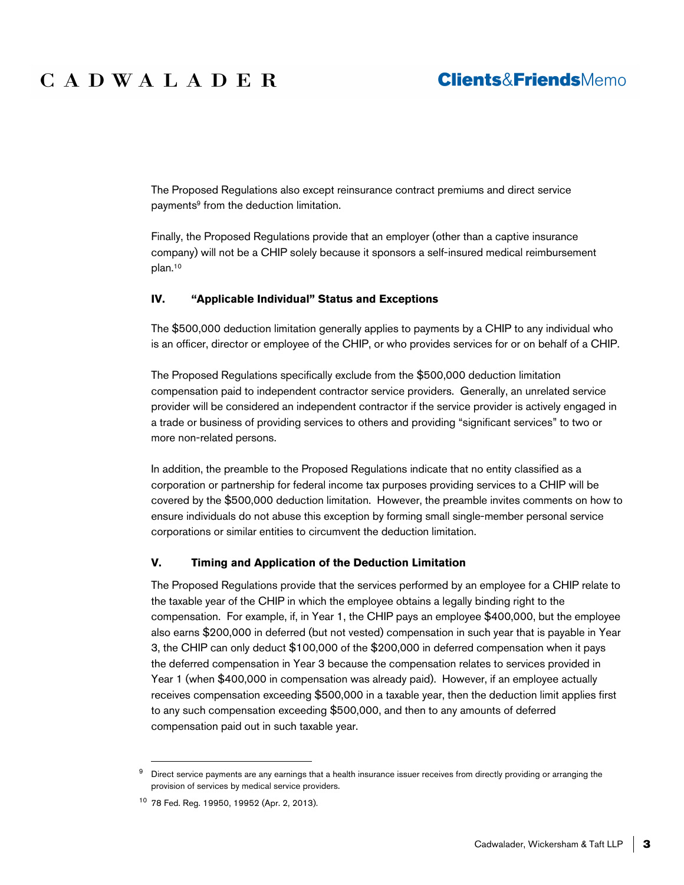The Proposed Regulations also except reinsurance contract premiums and direct service payments[9] from the deduction limitation.

Finally, the Proposed Regulations provide that an employer (other than a captive insurance company) will not be a CHIP solely because it sponsors a self-insured medical reimbursement plan.[10]

## IV. "Applicable Individual" Status and Exceptions

The $500,000 deduction limitation generally applies to payments by a CHIP to any individual who is an officer, director or employee of the CHIP, or who provides services for or on behalf of a CHIP.

The Proposed Regulations specifically exclude from the $500,000 deduction limitation compensation paid to independent contractor service providers. Generally, an unrelated service provider will be considered an independent contractor if the service provider is actively engaged in a trade or business of providing services to others and providing "significant services" to two or more non-related persons.

In addition, the preamble to the Proposed Regulations indicate that no entity classified as a corporation or partnership for federal income tax purposes providing services to a CHIP will be covered by the $500,000 deduction limitation. However, the preamble invites comments on how to ensure individuals do not abuse this exception by forming small single-member personal service corporations or similar entities to circumvent the deduction limitation.

## V. Timing and Application of the Deduction Limitation

The Proposed Regulations provide that the services performed by an employee for a CHIP relate to the taxable year of the CHIP in which the employee obtains a legally binding right to the compensation. For example, if, in Year 1, the CHIP pays an employee $400,000, but the employee also earns $200,000 in deferred (but not vested) compensation in such year that is payable in Year 3, the CHIP can only deduct $100,000 of the $200,000 in deferred compensation when it pays the deferred compensation in Year 3 because the compensation relates to services provided in Year 1 (when $400,000 in compensation was already paid). However, if an employee actually receives compensation exceeding $500,000 in a taxable year, then the deduction limit applies first to any such compensation exceeding $500,000, and then to any amounts of deferred compensation paid out in such taxable year.

---

[9] Direct service payments are any earnings that a health insurance issuer receives from directly providing or arranging the provision of services by medical service providers.

[10] 78 Fed. Reg. 19950, 19952 (Apr. 2, 2013).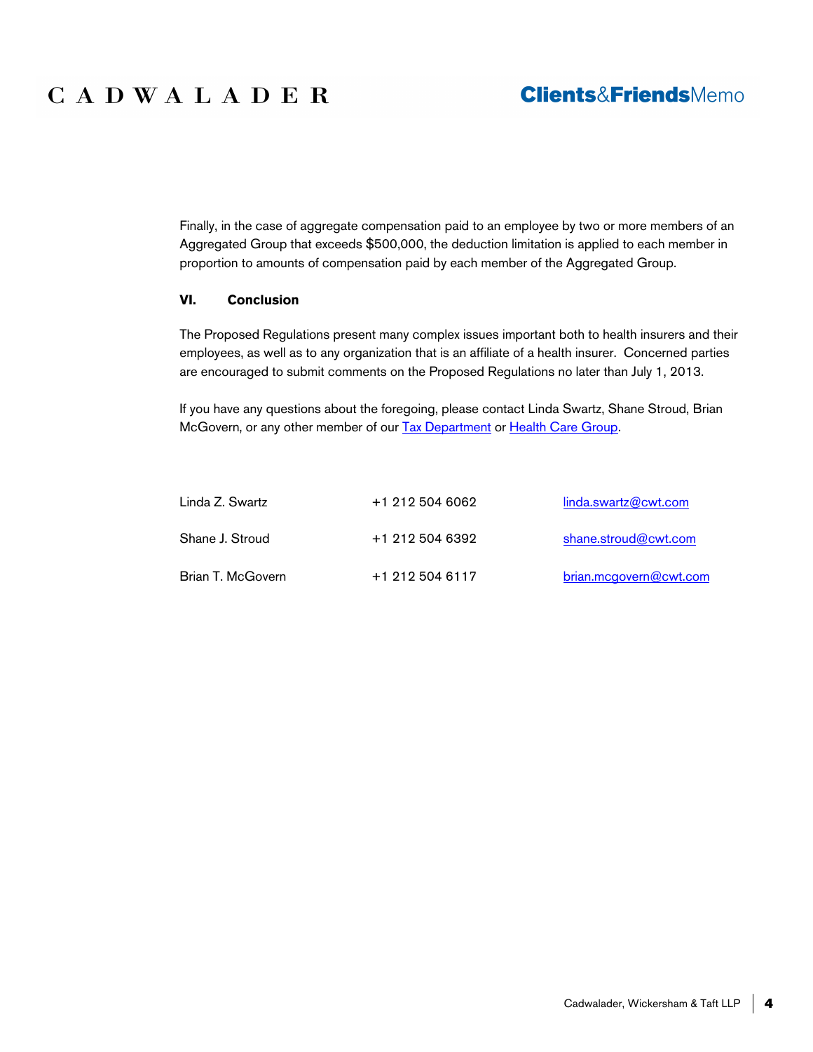Finally, in the case of aggregate compensation paid to an employee by two or more members of an Aggregated Group that exceeds $500,000, the deduction limitation is applied to each member in proportion to amounts of compensation paid by each member of the Aggregated Group.

## VI. Conclusion

The Proposed Regulations present many complex issues important both to health insurers and their employees, as well as to any organization that is an affiliate of a health insurer. Concerned parties are encouraged to submit comments on the Proposed Regulations no later than July 1, 2013.

If you have any questions about the foregoing, please contact Linda Swartz, Shane Stroud, Brian McGovern, or any other member of our Tax Department or Health Care Group.

| | | |
|---|---|---|
| Linda Z. Swartz | +1 212 504 6062 | linda.swartz@cwt.com |
| Shane J. Stroud | +1 212 504 6392 | shane.stroud@cwt.com |
| Brian T. McGovern | +1 212 504 6117 | brian.mcgovern@cwt.com |